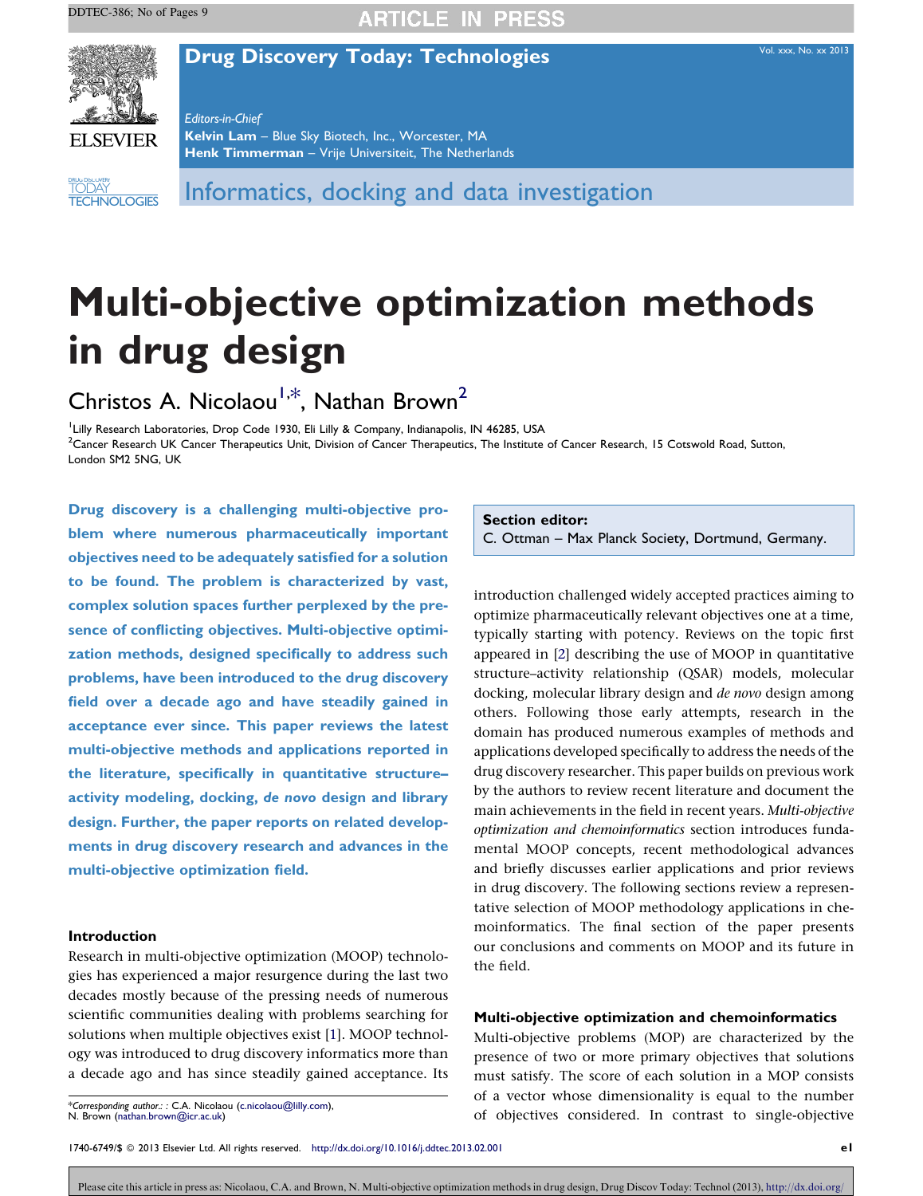# Multi-objective optimization methods in drug design

Christos A. Nicolaou[1,*], Nathan Brown[2]

[1]Lilly Research Laboratories, Drop Code 1930, Eli Lilly & Company, Indianapolis, IN 46285, USA

[2]Cancer Research UK Cancer Therapeutics Unit, Division of Cancer Therapeutics, The Institute of Cancer Research, 15 Cotswold Road, Sutton, London SM2 5NG, UK

**Drug discovery is a challenging multi-objective problem where numerous pharmaceutically important objectives need to be adequately satisfied for a solution to be found. The problem is characterized by vast, complex solution spaces further perplexed by the presence of conflicting objectives. Multi-objective optimization methods, designed specifically to address such problems, have been introduced to the drug discovery field over a decade ago and have steadily gained in acceptance ever since. This paper reviews the latest multi-objective methods and applications reported in the literature, specifically in quantitative structure–activity modeling, docking, *de novo* design and library design. Further, the paper reports on related developments in drug discovery research and advances in the multi-objective optimization field.**

**Section editor:**
C. Ottman – Max Planck Society, Dortmund, Germany.

## Introduction

Research in multi-objective optimization (MOOP) technologies has experienced a major resurgence during the last two decades mostly because of the pressing needs of numerous scientific communities dealing with problems searching for solutions when multiple objectives exist [1]. MOOP technology was introduced to drug discovery informatics more than a decade ago and has since steadily gained acceptance. Its introduction challenged widely accepted practices aiming to optimize pharmaceutically relevant objectives one at a time, typically starting with potency. Reviews on the topic first appeared in [2] describing the use of MOOP in quantitative structure–activity relationship (QSAR) models, molecular docking, molecular library design and *de novo* design among others. Following those early attempts, research in the domain has produced numerous examples of methods and applications developed specifically to address the needs of the drug discovery researcher. This paper builds on previous work by the authors to review recent literature and document the main achievements in the field in recent years. *Multi-objective optimization and chemoinformatics* section introduces fundamental MOOP concepts, recent methodological advances and briefly discusses earlier applications and prior reviews in drug discovery. The following sections review a representative selection of MOOP methodology applications in chemoinformatics. The final section of the paper presents our conclusions and comments on MOOP and its future in the field.

## Multi-objective optimization and chemoinformatics

Multi-objective problems (MOP) are characterized by the presence of two or more primary objectives that solutions must satisfy. The score of each solution in a MOP consists of a vector whose dimensionality is equal to the number of objectives considered. In contrast to single-objective

*Corresponding author.: : C.A. Nicolaou (c.nicolaou@lilly.com), N. Brown (nathan.brown@icr.ac.uk)

1740-6749/$ © 2013 Elsevier Ltd. All rights reserved. http://dx.doi.org/10.1016/j.ddtec.2013.02.001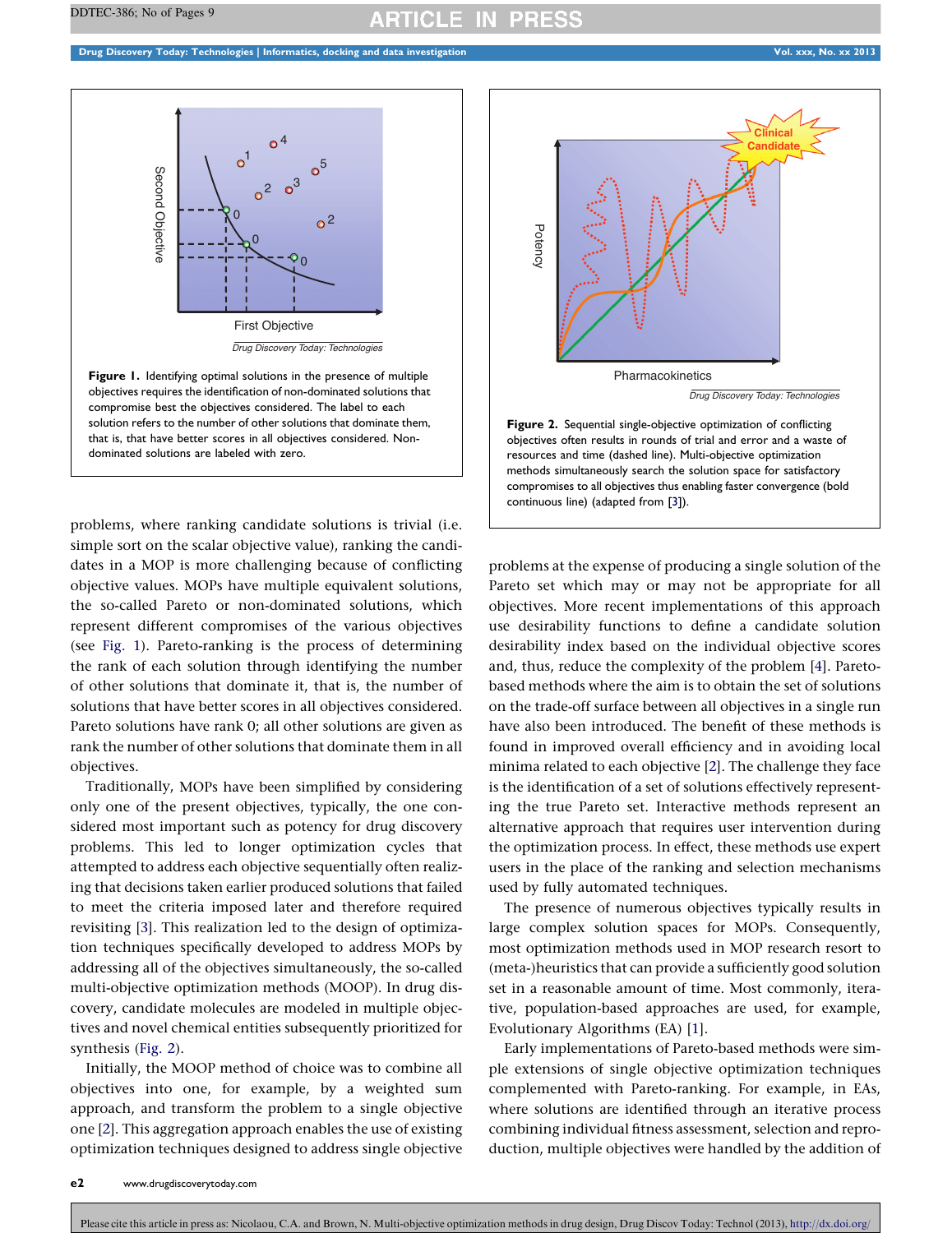**Figure 1.** Identifying optimal solutions in the presence of multiple objectives requires the identification of non-dominated solutions that compromise best the objectives considered. The label to each solution refers to the number of other solutions that dominate them, that is, that have better scores in all objectives considered. Non-dominated solutions are labeled with zero.

**Figure 2.** Sequential single-objective optimization of conflicting objectives often results in rounds of trial and error and a waste of resources and time (dashed line). Multi-objective optimization methods simultaneously search the solution space for satisfactory compromises to all objectives thus enabling faster convergence (bold continuous line) (adapted from [3]).

problems, where ranking candidate solutions is trivial (i.e. simple sort on the scalar objective value), ranking the candidates in a MOP is more challenging because of conflicting objective values. MOPs have multiple equivalent solutions, the so-called Pareto or non-dominated solutions, which represent different compromises of the various objectives (see Fig. 1). Pareto-ranking is the process of determining the rank of each solution through identifying the number of other solutions that dominate it, that is, the number of solutions that have better scores in all objectives considered. Pareto solutions have rank 0; all other solutions are given as rank the number of other solutions that dominate them in all objectives.

Traditionally, MOPs have been simplified by considering only one of the present objectives, typically, the one considered most important such as potency for drug discovery problems. This led to longer optimization cycles that attempted to address each objective sequentially often realizing that decisions taken earlier produced solutions that failed to meet the criteria imposed later and therefore required revisiting [3]. This realization led to the design of optimization techniques specifically developed to address MOPs by addressing all of the objectives simultaneously, the so-called multi-objective optimization methods (MOOP). In drug discovery, candidate molecules are modeled in multiple objectives and novel chemical entities subsequently prioritized for synthesis (Fig. 2).

Initially, the MOOP method of choice was to combine all objectives into one, for example, by a weighted sum approach, and transform the problem to a single objective one [2]. This aggregation approach enables the use of existing optimization techniques designed to address single objective problems at the expense of producing a single solution of the Pareto set which may or may not be appropriate for all objectives. More recent implementations of this approach use desirability functions to define a candidate solution desirability index based on the individual objective scores and, thus, reduce the complexity of the problem [4]. Pareto-based methods where the aim is to obtain the set of solutions on the trade-off surface between all objectives in a single run have also been introduced. The benefit of these methods is found in improved overall efficiency and in avoiding local minima related to each objective [2]. The challenge they face is the identification of a set of solutions effectively representing the true Pareto set. Interactive methods represent an alternative approach that requires user intervention during the optimization process. In effect, these methods use expert users in the place of the ranking and selection mechanisms used by fully automated techniques.

The presence of numerous objectives typically results in large complex solution spaces for MOPs. Consequently, most optimization methods used in MOP research resort to (meta-)heuristics that can provide a sufficiently good solution set in a reasonable amount of time. Most commonly, iterative, population-based approaches are used, for example, Evolutionary Algorithms (EA) [1].

Early implementations of Pareto-based methods were simple extensions of single objective optimization techniques complemented with Pareto-ranking. For example, in EAs, where solutions are identified through an iterative process combining individual fitness assessment, selection and reproduction, multiple objectives were handled by the addition of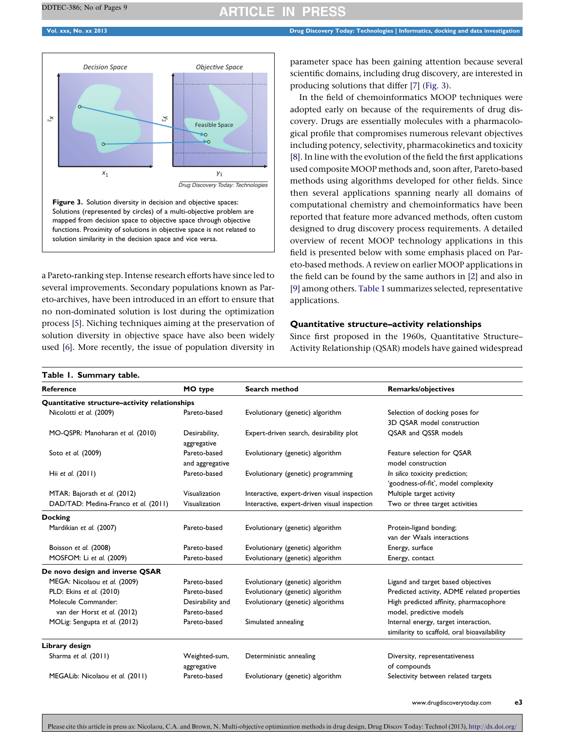Figure 3. Solution diversity in decision and objective spaces: Solutions (represented by circles) of a multi-objective problem are mapped from decision space to objective space through objective functions. Proximity of solutions in objective space is not related to solution similarity in the decision space and vice versa.

a Pareto-ranking step. Intense research efforts have since led to several improvements. Secondary populations known as Pareto-archives, have been introduced in an effort to ensure that no non-dominated solution is lost during the optimization process [5]. Niching techniques aiming at the preservation of solution diversity in objective space have also been widely used [6]. More recently, the issue of population diversity in parameter space has been gaining attention because several scientific domains, including drug discovery, are interested in producing solutions that differ [7] (Fig. 3).

In the field of chemoinformatics MOOP techniques were adopted early on because of the requirements of drug discovery. Drugs are essentially molecules with a pharmacological profile that compromises numerous relevant objectives including potency, selectivity, pharmacokinetics and toxicity [8]. In line with the evolution of the field the first applications used composite MOOP methods and, soon after, Pareto-based methods using algorithms developed for other fields. Since then several applications spanning nearly all domains of computational chemistry and chemoinformatics have been reported that feature more advanced methods, often custom designed to drug discovery process requirements. A detailed overview of recent MOOP technology applications in this field is presented below with some emphasis placed on Pareto-based methods. A review on earlier MOOP applications in the field can be found by the same authors in [2] and also in [9] among others. Table 1 summarizes selected, representative applications.

## Quantitative structure–activity relationships

Since first proposed in the 1960s, Quantitative Structure–Activity Relationship (QSAR) models have gained widespread

**Table 1. Summary table.**

| Reference | MO type | Search method | Remarks/objectives |
|---|---|---|---|
| **Quantitative structure–activity relationships** | | | |
| Nicolotti *et al.* (2009) | Pareto-based | Evolutionary (genetic) algorithm | Selection of docking poses for 3D QSAR model construction |
| MO-QSPR: Manoharan *et al.* (2010) | Desirability, aggregative | Expert-driven search, desirability plot | QSAR and QSSR models |
| Soto *et al.* (2009) | Pareto-based and aggregative | Evolutionary (genetic) algorithm | Feature selection for QSAR model construction |
| Hii *et al.* (2011) | Pareto-based | Evolutionary (genetic) programming | *In silico* toxicity prediction; 'goodness-of-fit', model complexity |
| MTAR: Bajorath *et al.* (2012) | Visualization | Interactive, expert-driven visual inspection | Multiple target activity |
| DAD/TAD: Medina-Franco *et al.* (2011) | Visualization | Interactive, expert-driven visual inspection | Two or three target activities |
| **Docking** | | | |
| Mardikian *et al.* (2007) | Pareto-based | Evolutionary (genetic) algorithm | Protein-ligand bonding; van der Waals interactions |
| Boisson *et al.* (2008) | Pareto-based | Evolutionary (genetic) algorithm | Energy, surface |
| MOSFOM: Li *et al.* (2009) | Pareto-based | Evolutionary (genetic) algorithm | Energy, contact |
| **De novo design and inverse QSAR** | | | |
| MEGA: Nicolaou *et al.* (2009) | Pareto-based | Evolutionary (genetic) algorithm | Ligand and target based objectives |
| PLD: Ekins *et al.* (2010) | Pareto-based | Evolutionary (genetic) algorithm | Predicted activity, ADME related properties |
| Molecule Commander: van der Horst *et al.* (2012) | Desirability and Pareto-based | Evolutionary (genetic) algorithms | High predicted affinity, pharmacophore model, predictive models |
| MOLig: Sengupta *et al.* (2012) | Pareto-based | Simulated annealing | Internal energy, target interaction, similarity to scaffold, oral bioavailability |
| **Library design** | | | |
| Sharma *et al.* (2011) | Weighted-sum, aggregative | Deterministic annealing | Diversity, representativeness of compounds |
| MEGALib: Nicolaou *et al.* (2011) | Pareto-based | Evolutionary (genetic) algorithm | Selectivity between related targets |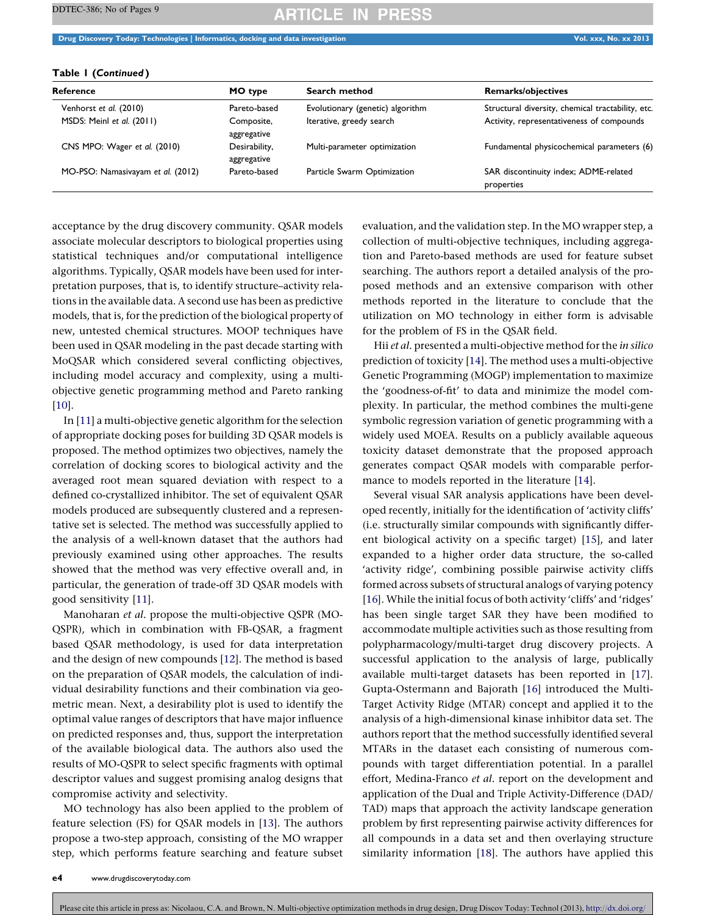**Table 1 (*Continued*)**

| Reference | MO type | Search method | Remarks/objectives |
|---|---|---|---|
| Venhorst *et al.* (2010) | Pareto-based | Evolutionary (genetic) algorithm | Structural diversity, chemical tractability, etc. |
| MSDS: Meinl *et al.* (2011) | Composite, aggregative | Iterative, greedy search | Activity, representativeness of compounds |
| CNS MPO: Wager *et al.* (2010) | Desirability, aggregative | Multi-parameter optimization | Fundamental physicochemical parameters (6) |
| MO-PSO: Namasivayam *et al.* (2012) | Pareto-based | Particle Swarm Optimization | SAR discontinuity index; ADME-related properties |

acceptance by the drug discovery community. QSAR models associate molecular descriptors to biological properties using statistical techniques and/or computational intelligence algorithms. Typically, QSAR models have been used for interpretation purposes, that is, to identify structure–activity relations in the available data. A second use has been as predictive models, that is, for the prediction of the biological property of new, untested chemical structures. MOOP techniques have been used in QSAR modeling in the past decade starting with MoQSAR which considered several conflicting objectives, including model accuracy and complexity, using a multi-objective genetic programming method and Pareto ranking [10].

In [11] a multi-objective genetic algorithm for the selection of appropriate docking poses for building 3D QSAR models is proposed. The method optimizes two objectives, namely the correlation of docking scores to biological activity and the averaged root mean squared deviation with respect to a defined co-crystallized inhibitor. The set of equivalent QSAR models produced are subsequently clustered and a representative set is selected. The method was successfully applied to the analysis of a well-known dataset that the authors had previously examined using other approaches. The results showed that the method was very effective overall and, in particular, the generation of trade-off 3D QSAR models with good sensitivity [11].

Manoharan *et al.* propose the multi-objective QSPR (MO-QSPR), which in combination with FB-QSAR, a fragment based QSAR methodology, is used for data interpretation and the design of new compounds [12]. The method is based on the preparation of QSAR models, the calculation of individual desirability functions and their combination via geometric mean. Next, a desirability plot is used to identify the optimal value ranges of descriptors that have major influence on predicted responses and, thus, support the interpretation of the available biological data. The authors also used the results of MO-QSPR to select specific fragments with optimal descriptor values and suggest promising analog designs that compromise activity and selectivity.

MO technology has also been applied to the problem of feature selection (FS) for QSAR models in [13]. The authors propose a two-step approach, consisting of the MO wrapper step, which performs feature searching and feature subset evaluation, and the validation step. In the MO wrapper step, a collection of multi-objective techniques, including aggregation and Pareto-based methods are used for feature subset searching. The authors report a detailed analysis of the proposed methods and an extensive comparison with other methods reported in the literature to conclude that the utilization on MO technology in either form is advisable for the problem of FS in the QSAR field.

Hii *et al.* presented a multi-objective method for the *in silico* prediction of toxicity [14]. The method uses a multi-objective Genetic Programming (MOGP) implementation to maximize the 'goodness-of-fit' to data and minimize the model complexity. In particular, the method combines the multi-gene symbolic regression variation of genetic programming with a widely used MOEA. Results on a publicly available aqueous toxicity dataset demonstrate that the proposed approach generates compact QSAR models with comparable performance to models reported in the literature [14].

Several visual SAR analysis applications have been developed recently, initially for the identification of 'activity cliffs' (i.e. structurally similar compounds with significantly different biological activity on a specific target) [15], and later expanded to a higher order data structure, the so-called 'activity ridge', combining possible pairwise activity cliffs formed across subsets of structural analogs of varying potency [16]. While the initial focus of both activity 'cliffs' and 'ridges' has been single target SAR they have been modified to accommodate multiple activities such as those resulting from polypharmacology/multi-target drug discovery projects. A successful application to the analysis of large, publically available multi-target datasets has been reported in [17]. Gupta-Ostermann and Bajorath [16] introduced the Multi-Target Activity Ridge (MTAR) concept and applied it to the analysis of a high-dimensional kinase inhibitor data set. The authors report that the method successfully identified several MTARs in the dataset each consisting of numerous compounds with target differentiation potential. In a parallel effort, Medina-Franco *et al.* report on the development and application of the Dual and Triple Activity-Difference (DAD/TAD) maps that approach the activity landscape generation problem by first representing pairwise activity differences for all compounds in a data set and then overlaying structure similarity information [18]. The authors have applied this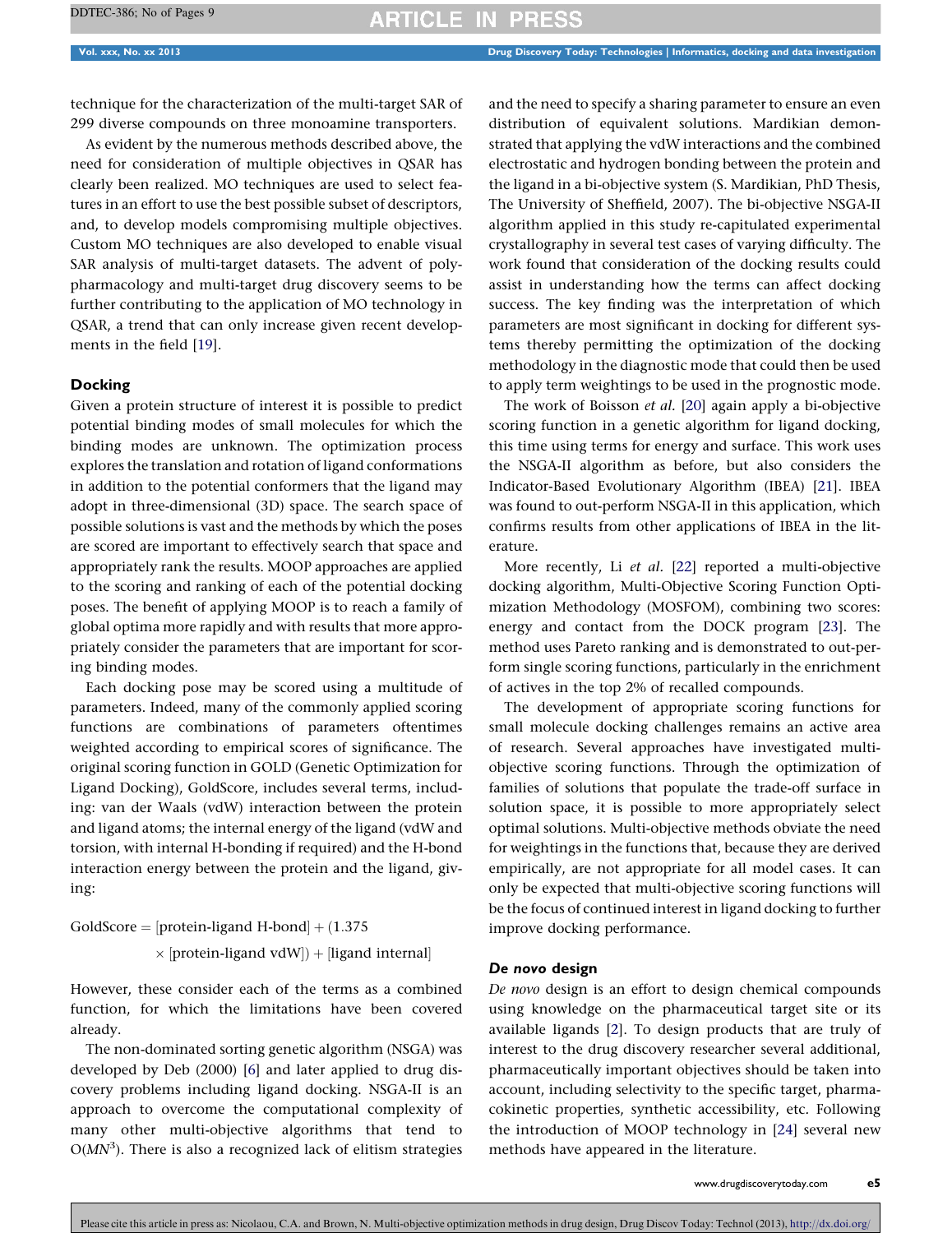technique for the characterization of the multi-target SAR of 299 diverse compounds on three monoamine transporters.

As evident by the numerous methods described above, the need for consideration of multiple objectives in QSAR has clearly been realized. MO techniques are used to select features in an effort to use the best possible subset of descriptors, and, to develop models compromising multiple objectives. Custom MO techniques are also developed to enable visual SAR analysis of multi-target datasets. The advent of polypharmacology and multi-target drug discovery seems to be further contributing to the application of MO technology in QSAR, a trend that can only increase given recent developments in the field [19].

## Docking

Given a protein structure of interest it is possible to predict potential binding modes of small molecules for which the binding modes are unknown. The optimization process explores the translation and rotation of ligand conformations in addition to the potential conformers that the ligand may adopt in three-dimensional (3D) space. The search space of possible solutions is vast and the methods by which the poses are scored are important to effectively search that space and appropriately rank the results. MOOP approaches are applied to the scoring and ranking of each of the potential docking poses. The benefit of applying MOOP is to reach a family of global optima more rapidly and with results that more appropriately consider the parameters that are important for scoring binding modes.

Each docking pose may be scored using a multitude of parameters. Indeed, many of the commonly applied scoring functions are combinations of parameters oftentimes weighted according to empirical scores of significance. The original scoring function in GOLD (Genetic Optimization for Ligand Docking), GoldScore, includes several terms, including: van der Waals (vdW) interaction between the protein and ligand atoms; the internal energy of the ligand (vdW and torsion, with internal H-bonding if required) and the H-bond interaction energy between the protein and the ligand, giving:

$$\text{GoldScore} = [\text{protein-ligand H-bond}] + (1.375 \times [\text{protein-ligand vdW}]) + [\text{ligand internal}]$$

However, these consider each of the terms as a combined function, for which the limitations have been covered already.

The non-dominated sorting genetic algorithm (NSGA) was developed by Deb (2000) [6] and later applied to drug discovery problems including ligand docking. NSGA-II is an approach to overcome the computational complexity of many other multi-objective algorithms that tend to $O(MN^3)$. There is also a recognized lack of elitism strategies and the need to specify a sharing parameter to ensure an even distribution of equivalent solutions. Mardikian demonstrated that applying the vdW interactions and the combined electrostatic and hydrogen bonding between the protein and the ligand in a bi-objective system (S. Mardikian, PhD Thesis, The University of Sheffield, 2007). The bi-objective NSGA-II algorithm applied in this study re-capitulated experimental crystallography in several test cases of varying difficulty. The work found that consideration of the docking results could assist in understanding how the terms can affect docking success. The key finding was the interpretation of which parameters are most significant in docking for different systems thereby permitting the optimization of the docking methodology in the diagnostic mode that could then be used to apply term weightings to be used in the prognostic mode.

The work of Boisson *et al.* [20] again apply a bi-objective scoring function in a genetic algorithm for ligand docking, this time using terms for energy and surface. This work uses the NSGA-II algorithm as before, but also considers the Indicator-Based Evolutionary Algorithm (IBEA) [21]. IBEA was found to out-perform NSGA-II in this application, which confirms results from other applications of IBEA in the literature.

More recently, Li *et al.* [22] reported a multi-objective docking algorithm, Multi-Objective Scoring Function Optimization Methodology (MOSFOM), combining two scores: energy and contact from the DOCK program [23]. The method uses Pareto ranking and is demonstrated to out-perform single scoring functions, particularly in the enrichment of actives in the top 2% of recalled compounds.

The development of appropriate scoring functions for small molecule docking challenges remains an active area of research. Several approaches have investigated multi-objective scoring functions. Through the optimization of families of solutions that populate the trade-off surface in solution space, it is possible to more appropriately select optimal solutions. Multi-objective methods obviate the need for weightings in the functions that, because they are derived empirically, are not appropriate for all model cases. It can only be expected that multi-objective scoring functions will be the focus of continued interest in ligand docking to further improve docking performance.

## *De novo* design

*De novo* design is an effort to design chemical compounds using knowledge on the pharmaceutical target site or its available ligands [2]. To design products that are truly of interest to the drug discovery researcher several additional, pharmaceutically important objectives should be taken into account, including selectivity to the specific target, pharmacokinetic properties, synthetic accessibility, etc. Following the introduction of MOOP technology in [24] several new methods have appeared in the literature.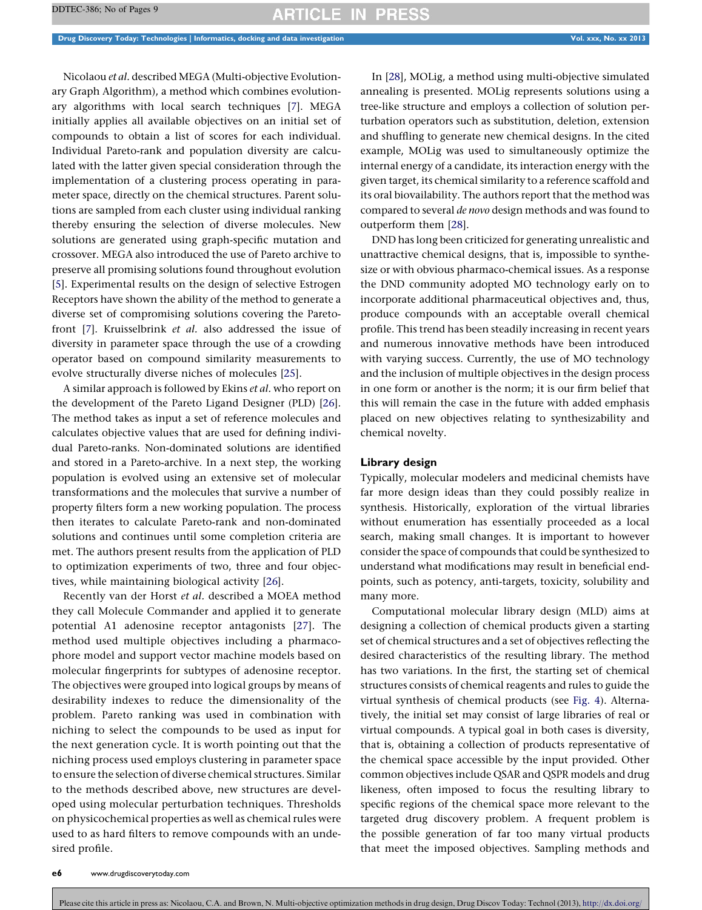Nicolaou *et al.* described MEGA (Multi-objective Evolutionary Graph Algorithm), a method which combines evolutionary algorithms with local search techniques [7]. MEGA initially applies all available objectives on an initial set of compounds to obtain a list of scores for each individual. Individual Pareto-rank and population diversity are calculated with the latter given special consideration through the implementation of a clustering process operating in parameter space, directly on the chemical structures. Parent solutions are sampled from each cluster using individual ranking thereby ensuring the selection of diverse molecules. New solutions are generated using graph-specific mutation and crossover. MEGA also introduced the use of Pareto archive to preserve all promising solutions found throughout evolution [5]. Experimental results on the design of selective Estrogen Receptors have shown the ability of the method to generate a diverse set of compromising solutions covering the Pareto-front [7]. Kruisselbrink *et al.* also addressed the issue of diversity in parameter space through the use of a crowding operator based on compound similarity measurements to evolve structurally diverse niches of molecules [25].

A similar approach is followed by Ekins *et al.* who report on the development of the Pareto Ligand Designer (PLD) [26]. The method takes as input a set of reference molecules and calculates objective values that are used for defining individual Pareto-ranks. Non-dominated solutions are identified and stored in a Pareto-archive. In a next step, the working population is evolved using an extensive set of molecular transformations and the molecules that survive a number of property filters form a new working population. The process then iterates to calculate Pareto-rank and non-dominated solutions and continues until some completion criteria are met. The authors present results from the application of PLD to optimization experiments of two, three and four objectives, while maintaining biological activity [26].

Recently van der Horst *et al.* described a MOEA method they call Molecule Commander and applied it to generate potential A1 adenosine receptor antagonists [27]. The method used multiple objectives including a pharmacophore model and support vector machine models based on molecular fingerprints for subtypes of adenosine receptor. The objectives were grouped into logical groups by means of desirability indexes to reduce the dimensionality of the problem. Pareto ranking was used in combination with niching to select the compounds to be used as input for the next generation cycle. It is worth pointing out that the niching process used employs clustering in parameter space to ensure the selection of diverse chemical structures. Similar to the methods described above, new structures are developed using molecular perturbation techniques. Thresholds on physicochemical properties as well as chemical rules were used as hard filters to remove compounds with an undesired profile.

In [28], MOLig, a method using multi-objective simulated annealing is presented. MOLig represents solutions using a tree-like structure and employs a collection of solution perturbation operators such as substitution, deletion, extension and shuffling to generate new chemical designs. In the cited example, MOLig was used to simultaneously optimize the internal energy of a candidate, its interaction energy with the given target, its chemical similarity to a reference scaffold and its oral bioavailability. The authors report that the method was compared to several *de novo* design methods and was found to outperform them [28].

DND has long been criticized for generating unrealistic and unattractive chemical designs, that is, impossible to synthesize or with obvious pharmaco-chemical issues. As a response the DND community adopted MO technology early on to incorporate additional pharmaceutical objectives and, thus, produce compounds with an acceptable overall chemical profile. This trend has been steadily increasing in recent years and numerous innovative methods have been introduced with varying success. Currently, the use of MO technology and the inclusion of multiple objectives in the design process in one form or another is the norm; it is our firm belief that this will remain the case in the future with added emphasis placed on new objectives relating to synthesizability and chemical novelty.

## Library design

Typically, molecular modelers and medicinal chemists have far more design ideas than they could possibly realize in synthesis. Historically, exploration of the virtual libraries without enumeration has essentially proceeded as a local search, making small changes. It is important to however consider the space of compounds that could be synthesized to understand what modifications may result in beneficial endpoints, such as potency, anti-targets, toxicity, solubility and many more.

Computational molecular library design (MLD) aims at designing a collection of chemical products given a starting set of chemical structures and a set of objectives reflecting the desired characteristics of the resulting library. The method has two variations. In the first, the starting set of chemical structures consists of chemical reagents and rules to guide the virtual synthesis of chemical products (see Fig. 4). Alternatively, the initial set may consist of large libraries of real or virtual compounds. A typical goal in both cases is diversity, that is, obtaining a collection of products representative of the chemical space accessible by the input provided. Other common objectives include QSAR and QSPR models and drug likeness, often imposed to focus the resulting library to specific regions of the chemical space more relevant to the targeted drug discovery problem. A frequent problem is the possible generation of far too many virtual products that meet the imposed objectives. Sampling methods and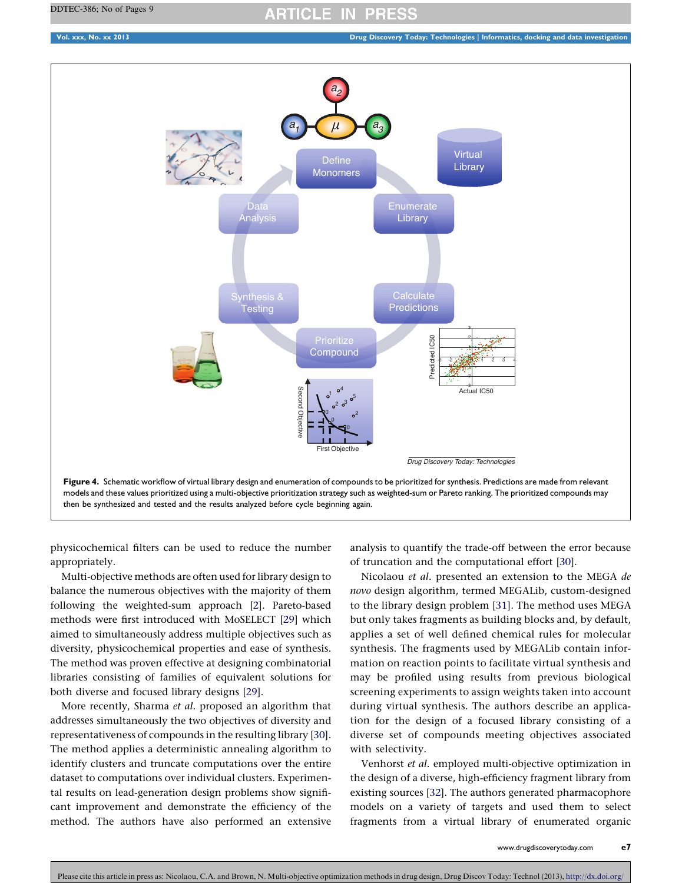**Figure 4.** Schematic workflow of virtual library design and enumeration of compounds to be prioritized for synthesis. Predictions are made from relevant models and these values prioritized using a multi-objective prioritization strategy such as weighted-sum or Pareto ranking. The prioritized compounds may then be synthesized and tested and the results analyzed before cycle beginning again.

physicochemical filters can be used to reduce the number appropriately.

Multi-objective methods are often used for library design to balance the numerous objectives with the majority of them following the weighted-sum approach [2]. Pareto-based methods were first introduced with MoSELECT [29] which aimed to simultaneously address multiple objectives such as diversity, physicochemical properties and ease of synthesis. The method was proven effective at designing combinatorial libraries consisting of families of equivalent solutions for both diverse and focused library designs [29].

More recently, Sharma *et al.* proposed an algorithm that addresses simultaneously the two objectives of diversity and representativeness of compounds in the resulting library [30]. The method applies a deterministic annealing algorithm to identify clusters and truncate computations over the entire dataset to computations over individual clusters. Experimental results on lead-generation design problems show significant improvement and demonstrate the efficiency of the method. The authors have also performed an extensive analysis to quantify the trade-off between the error because of truncation and the computational effort [30].

Nicolaou *et al.* presented an extension to the MEGA *de novo* design algorithm, termed MEGALib, custom-designed to the library design problem [31]. The method uses MEGA but only takes fragments as building blocks and, by default, applies a set of well defined chemical rules for molecular synthesis. The fragments used by MEGALib contain information on reaction points to facilitate virtual synthesis and may be profiled using results from previous biological screening experiments to assign weights taken into account during virtual synthesis. The authors describe an application for the design of a focused library consisting of a diverse set of compounds meeting objectives associated with selectivity.

Venhorst *et al.* employed multi-objective optimization in the design of a diverse, high-efficiency fragment library from existing sources [32]. The authors generated pharmacophore models on a variety of targets and used them to select fragments from a virtual library of enumerated organic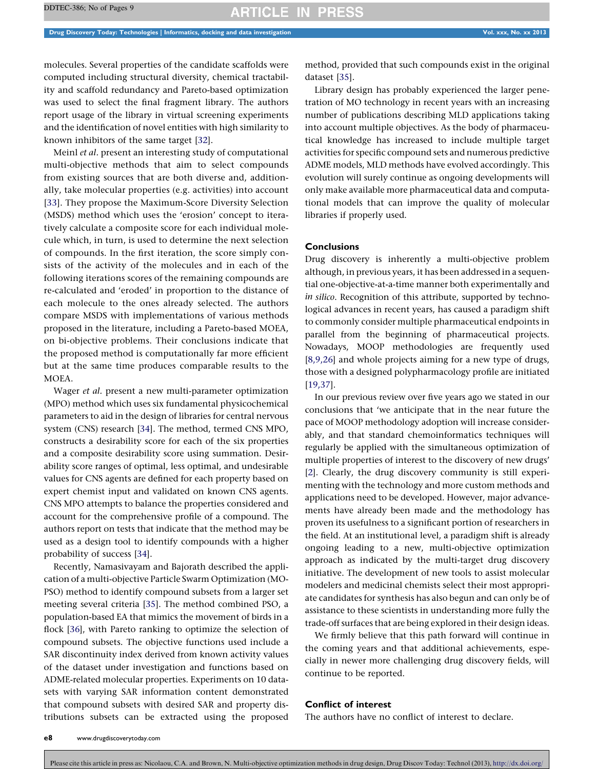molecules. Several properties of the candidate scaffolds were computed including structural diversity, chemical tractability and scaffold redundancy and Pareto-based optimization was used to select the final fragment library. The authors report usage of the library in virtual screening experiments and the identification of novel entities with high similarity to known inhibitors of the same target [32].

Meinl *et al.* present an interesting study of computational multi-objective methods that aim to select compounds from existing sources that are both diverse and, additionally, take molecular properties (e.g. activities) into account [33]. They propose the Maximum-Score Diversity Selection (MSDS) method which uses the 'erosion' concept to iteratively calculate a composite score for each individual molecule which, in turn, is used to determine the next selection of compounds. In the first iteration, the score simply consists of the activity of the molecules and in each of the following iterations scores of the remaining compounds are re-calculated and 'eroded' in proportion to the distance of each molecule to the ones already selected. The authors compare MSDS with implementations of various methods proposed in the literature, including a Pareto-based MOEA, on bi-objective problems. Their conclusions indicate that the proposed method is computationally far more efficient but at the same time produces comparable results to the MOEA.

Wager *et al.* present a new multi-parameter optimization (MPO) method which uses six fundamental physicochemical parameters to aid in the design of libraries for central nervous system (CNS) research [34]. The method, termed CNS MPO, constructs a desirability score for each of the six properties and a composite desirability score using summation. Desirability score ranges of optimal, less optimal, and undesirable values for CNS agents are defined for each property based on expert chemist input and validated on known CNS agents. CNS MPO attempts to balance the properties considered and account for the comprehensive profile of a compound. The authors report on tests that indicate that the method may be used as a design tool to identify compounds with a higher probability of success [34].

Recently, Namasivayam and Bajorath described the application of a multi-objective Particle Swarm Optimization (MO-PSO) method to identify compound subsets from a larger set meeting several criteria [35]. The method combined PSO, a population-based EA that mimics the movement of birds in a flock [36], with Pareto ranking to optimize the selection of compound subsets. The objective functions used include a SAR discontinuity index derived from known activity values of the dataset under investigation and functions based on ADME-related molecular properties. Experiments on 10 datasets with varying SAR information content demonstrated that compound subsets with desired SAR and property distributions subsets can be extracted using the proposed method, provided that such compounds exist in the original dataset [35].

Library design has probably experienced the larger penetration of MO technology in recent years with an increasing number of publications describing MLD applications taking into account multiple objectives. As the body of pharmaceutical knowledge has increased to include multiple target activities for specific compound sets and numerous predictive ADME models, MLD methods have evolved accordingly. This evolution will surely continue as ongoing developments will only make available more pharmaceutical data and computational models that can improve the quality of molecular libraries if properly used.

## Conclusions

Drug discovery is inherently a multi-objective problem although, in previous years, it has been addressed in a sequential one-objective-at-a-time manner both experimentally and *in silico*. Recognition of this attribute, supported by technological advances in recent years, has caused a paradigm shift to commonly consider multiple pharmaceutical endpoints in parallel from the beginning of pharmaceutical projects. Nowadays, MOOP methodologies are frequently used [8,9,26] and whole projects aiming for a new type of drugs, those with a designed polypharmacology profile are initiated [19,37].

In our previous review over five years ago we stated in our conclusions that 'we anticipate that in the near future the pace of MOOP methodology adoption will increase considerably, and that standard chemoinformatics techniques will regularly be applied with the simultaneous optimization of multiple properties of interest to the discovery of new drugs' [2]. Clearly, the drug discovery community is still experimenting with the technology and more custom methods and applications need to be developed. However, major advancements have already been made and the methodology has proven its usefulness to a significant portion of researchers in the field. At an institutional level, a paradigm shift is already ongoing leading to a new, multi-objective optimization approach as indicated by the multi-target drug discovery initiative. The development of new tools to assist molecular modelers and medicinal chemists select their most appropriate candidates for synthesis has also begun and can only be of assistance to these scientists in understanding more fully the trade-off surfaces that are being explored in their design ideas.

We firmly believe that this path forward will continue in the coming years and that additional achievements, especially in newer more challenging drug discovery fields, will continue to be reported.

## Conflict of interest

The authors have no conflict of interest to declare.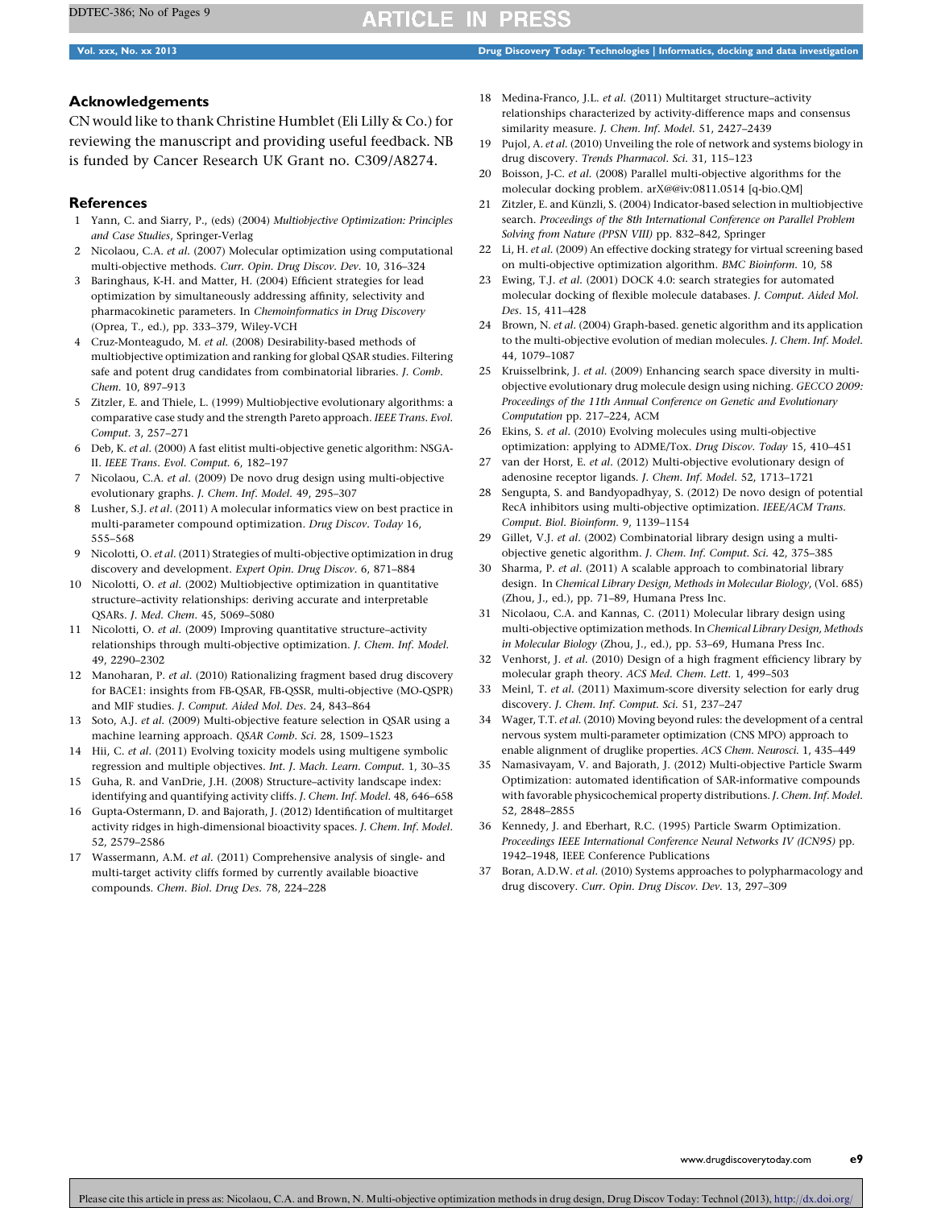## Acknowledgements

CN would like to thank Christine Humblet (Eli Lilly & Co.) for reviewing the manuscript and providing useful feedback. NB is funded by Cancer Research UK Grant no. C309/A8274.

## References

1. Yann, C. and Siarry, P., (eds) (2004) *Multiobjective Optimization: Principles and Case Studies*, Springer-Verlag
2. Nicolaou, C.A. *et al.* (2007) Molecular optimization using computational multi-objective methods. *Curr. Opin. Drug Discov. Dev.* 10, 316–324
3. Baringhaus, K-H. and Matter, H. (2004) Efficient strategies for lead optimization by simultaneously addressing affinity, selectivity and pharmacokinetic parameters. In *Chemoinformatics in Drug Discovery* (Oprea, T., ed.), pp. 333–379, Wiley-VCH
4. Cruz-Monteagudo, M. *et al.* (2008) Desirability-based methods of multiobjective optimization and ranking for global QSAR studies. Filtering safe and potent drug candidates from combinatorial libraries. *J. Comb. Chem.* 10, 897–913
5. Zitzler, E. and Thiele, L. (1999) Multiobjective evolutionary algorithms: a comparative case study and the strength Pareto approach. *IEEE Trans. Evol. Comput.* 3, 257–271
6. Deb, K. *et al.* (2000) A fast elitist multi-objective genetic algorithm: NSGA-II. *IEEE Trans. Evol. Comput.* 6, 182–197
7. Nicolaou, C.A. *et al.* (2009) De novo drug design using multi-objective evolutionary graphs. *J. Chem. Inf. Model.* 49, 295–307
8. Lusher, S.J. *et al.* (2011) A molecular informatics view on best practice in multi-parameter compound optimization. *Drug Discov. Today* 16, 555–568
9. Nicolotti, O. *et al.* (2011) Strategies of multi-objective optimization in drug discovery and development. *Expert Opin. Drug Discov.* 6, 871–884
10. Nicolotti, O. *et al.* (2002) Multiobjective optimization in quantitative structure–activity relationships: deriving accurate and interpretable QSARs. *J. Med. Chem.* 45, 5069–5080
11. Nicolotti, O. *et al.* (2009) Improving quantitative structure–activity relationships through multi-objective optimization. *J. Chem. Inf. Model.* 49, 2290–2302
12. Manoharan, P. *et al.* (2010) Rationalizing fragment based drug discovery for BACE1: insights from FB-QSAR, FB-QSSR, multi-objective (MO-QSPR) and MIF studies. *J. Comput. Aided Mol. Des.* 24, 843–864
13. Soto, A.J. *et al.* (2009) Multi-objective feature selection in QSAR using a machine learning approach. *QSAR Comb. Sci.* 28, 1509–1523
14. Hii, C. *et al.* (2011) Evolving toxicity models using multigene symbolic regression and multiple objectives. *Int. J. Mach. Learn. Comput.* 1, 30–35
15. Guha, R. and VanDrie, J.H. (2008) Structure–activity landscape index: identifying and quantifying activity cliffs. *J. Chem. Inf. Model.* 48, 646–658
16. Gupta-Ostermann, D. and Bajorath, J. (2012) Identification of multitarget activity ridges in high-dimensional bioactivity spaces. *J. Chem. Inf. Model.* 52, 2579–2586
17. Wassermann, A.M. *et al.* (2011) Comprehensive analysis of single- and multi-target activity cliffs formed by currently available bioactive compounds. *Chem. Biol. Drug Des.* 78, 224–228
18. Medina-Franco, J.L. *et al.* (2011) Multitarget structure–activity relationships characterized by activity-difference maps and consensus similarity measure. *J. Chem. Inf. Model.* 51, 2427–2439
19. Pujol, A. *et al.* (2010) Unveiling the role of network and systems biology in drug discovery. *Trends Pharmacol. Sci.* 31, 115–123
20. Boisson, J-C. *et al.* (2008) Parallel multi-objective algorithms for the molecular docking problem. arX@@iv:0811.0514 [q-bio.QM]
21. Zitzler, E. and Künzli, S. (2004) Indicator-based selection in multiobjective search. *Proceedings of the 8th International Conference on Parallel Problem Solving from Nature (PPSN VIII)* pp. 832–842, Springer
22. Li, H. *et al.* (2009) An effective docking strategy for virtual screening based on multi-objective optimization algorithm. *BMC Bioinform.* 10, 58
23. Ewing, T.J. *et al.* (2001) DOCK 4.0: search strategies for automated molecular docking of flexible molecule databases. *J. Comput. Aided Mol. Des.* 15, 411–428
24. Brown, N. *et al.* (2004) Graph-based. genetic algorithm and its application to the multi-objective evolution of median molecules. *J. Chem. Inf. Model.* 44, 1079–1087
25. Kruisselbrink, J. *et al.* (2009) Enhancing search space diversity in multi-objective evolutionary drug molecule design using niching. *GECCO 2009: Proceedings of the 11th Annual Conference on Genetic and Evolutionary Computation* pp. 217–224, ACM
26. Ekins, S. *et al.* (2010) Evolving molecules using multi-objective optimization: applying to ADME/Tox. *Drug Discov. Today* 15, 410–451
27. van der Horst, E. *et al.* (2012) Multi-objective evolutionary design of adenosine receptor ligands. *J. Chem. Inf. Model.* 52, 1713–1721
28. Sengupta, S. and Bandyopadhyay, S. (2012) De novo design of potential RecA inhibitors using multi-objective optimization. *IEEE/ACM Trans. Comput. Biol. Bioinform.* 9, 1139–1154
29. Gillet, V.J. *et al.* (2002) Combinatorial library design using a multi-objective genetic algorithm. *J. Chem. Inf. Comput. Sci.* 42, 375–385
30. Sharma, P. *et al.* (2011) A scalable approach to combinatorial library design. In *Chemical Library Design, Methods in Molecular Biology*, (Vol. 685) (Zhou, J., ed.), pp. 71–89, Humana Press Inc.
31. Nicolaou, C.A. and Kannas, C. (2011) Molecular library design using multi-objective optimization methods. In *Chemical Library Design, Methods in Molecular Biology* (Zhou, J., ed.), pp. 53–69, Humana Press Inc.
32. Venhorst, J. *et al.* (2010) Design of a high fragment efficiency library by molecular graph theory. *ACS Med. Chem. Lett.* 1, 499–503
33. Meinl, T. *et al.* (2011) Maximum-score diversity selection for early drug discovery. *J. Chem. Inf. Comput. Sci.* 51, 237–247
34. Wager, T.T. *et al.* (2010) Moving beyond rules: the development of a central nervous system multi-parameter optimization (CNS MPO) approach to enable alignment of druglike properties. *ACS Chem. Neurosci.* 1, 435–449
35. Namasivayam, V. and Bajorath, J. (2012) Multi-objective Particle Swarm Optimization: automated identification of SAR-informative compounds with favorable physicochemical property distributions. *J. Chem. Inf. Model.* 52, 2848–2855
36. Kennedy, J. and Eberhart, R.C. (1995) Particle Swarm Optimization. *Proceedings IEEE International Conference Neural Networks IV (ICN95)* pp. 1942–1948, IEEE Conference Publications
37. Boran, A.D.W. *et al.* (2010) Systems approaches to polypharmacology and drug discovery. *Curr. Opin. Drug Discov. Dev.* 13, 297–309